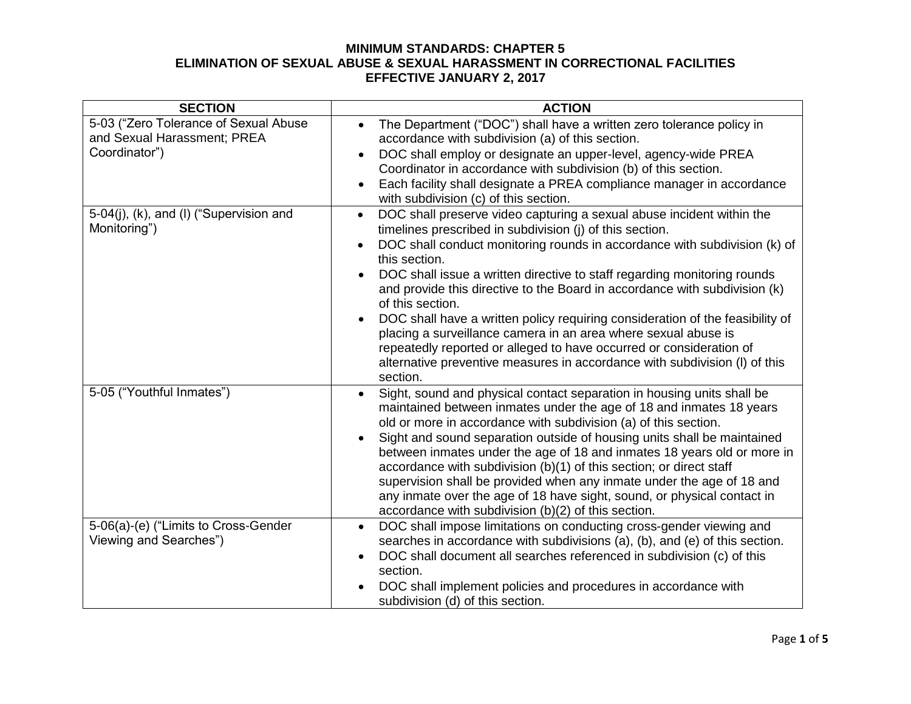# MINIMUM STANDARDS: CHAPTER 5
# ELIMINATION OF SEXUAL ABUSE & SEXUAL HARASSMENT IN CORRECTIONAL FACILITIES
# EFFECTIVE JANUARY 2, 2017

| SECTION | ACTION |
|---|---|
| 5-03 ("Zero Tolerance of Sexual Abuse and Sexual Harassment; PREA Coordinator") | • The Department ("DOC") shall have a written zero tolerance policy in accordance with subdivision (a) of this section.<br>• DOC shall employ or designate an upper-level, agency-wide PREA Coordinator in accordance with subdivision (b) of this section.<br>• Each facility shall designate a PREA compliance manager in accordance with subdivision (c) of this section. |
| 5-04(j), (k), and (l) ("Supervision and Monitoring") | • DOC shall preserve video capturing a sexual abuse incident within the timelines prescribed in subdivision (j) of this section.<br>• DOC shall conduct monitoring rounds in accordance with subdivision (k) of this section.<br>• DOC shall issue a written directive to staff regarding monitoring rounds and provide this directive to the Board in accordance with subdivision (k) of this section.<br>• DOC shall have a written policy requiring consideration of the feasibility of placing a surveillance camera in an area where sexual abuse is repeatedly reported or alleged to have occurred or consideration of alternative preventive measures in accordance with subdivision (l) of this section. |
| 5-05 ("Youthful Inmates") | • Sight, sound and physical contact separation in housing units shall be maintained between inmates under the age of 18 and inmates 18 years old or more in accordance with subdivision (a) of this section.<br>• Sight and sound separation outside of housing units shall be maintained between inmates under the age of 18 and inmates 18 years old or more in accordance with subdivision (b)(1) of this section; or direct staff supervision shall be provided when any inmate under the age of 18 and any inmate over the age of 18 have sight, sound, or physical contact in accordance with subdivision (b)(2) of this section. |
| 5-06(a)-(e) ("Limits to Cross-Gender Viewing and Searches") | • DOC shall impose limitations on conducting cross-gender viewing and searches in accordance with subdivisions (a), (b), and (e) of this section.<br>• DOC shall document all searches referenced in subdivision (c) of this section.<br>• DOC shall implement policies and procedures in accordance with subdivision (d) of this section. |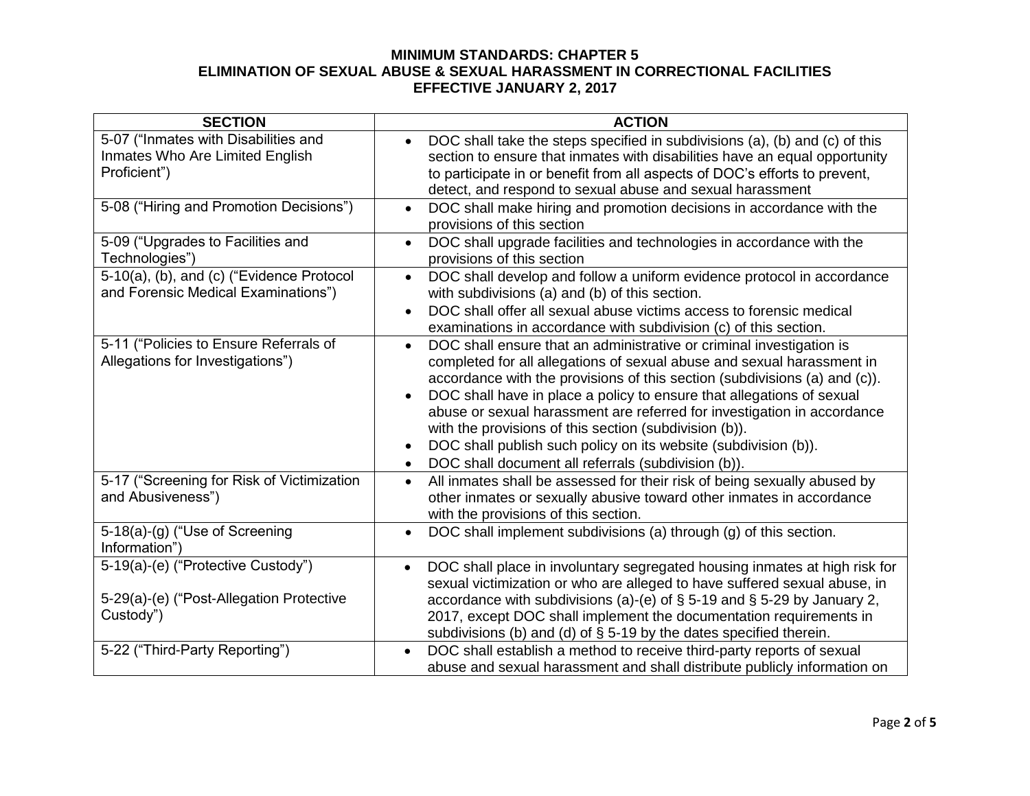**MINIMUM STANDARDS: CHAPTER 5**
**ELIMINATION OF SEXUAL ABUSE & SEXUAL HARASSMENT IN CORRECTIONAL FACILITIES**
**EFFECTIVE JANUARY 2, 2017**

| SECTION | ACTION |
|---|---|
| 5-07 ("Inmates with Disabilities and Inmates Who Are Limited English Proficient") | • DOC shall take the steps specified in subdivisions (a), (b) and (c) of this section to ensure that inmates with disabilities have an equal opportunity to participate in or benefit from all aspects of DOC's efforts to prevent, detect, and respond to sexual abuse and sexual harassment |
| 5-08 ("Hiring and Promotion Decisions") | • DOC shall make hiring and promotion decisions in accordance with the provisions of this section |
| 5-09 ("Upgrades to Facilities and Technologies") | • DOC shall upgrade facilities and technologies in accordance with the provisions of this section |
| 5-10(a), (b), and (c) ("Evidence Protocol and Forensic Medical Examinations") | • DOC shall develop and follow a uniform evidence protocol in accordance with subdivisions (a) and (b) of this section.<br>• DOC shall offer all sexual abuse victims access to forensic medical examinations in accordance with subdivision (c) of this section. |
| 5-11 ("Policies to Ensure Referrals of Allegations for Investigations") | • DOC shall ensure that an administrative or criminal investigation is completed for all allegations of sexual abuse and sexual harassment in accordance with the provisions of this section (subdivisions (a) and (c)).<br>• DOC shall have in place a policy to ensure that allegations of sexual abuse or sexual harassment are referred for investigation in accordance with the provisions of this section (subdivision (b)).<br>• DOC shall publish such policy on its website (subdivision (b)).<br>• DOC shall document all referrals (subdivision (b)). |
| 5-17 ("Screening for Risk of Victimization and Abusiveness") | • All inmates shall be assessed for their risk of being sexually abused by other inmates or sexually abusive toward other inmates in accordance with the provisions of this section. |
| 5-18(a)-(g) ("Use of Screening Information") | • DOC shall implement subdivisions (a) through (g) of this section. |
| 5-19(a)-(e) ("Protective Custody")<br><br>5-29(a)-(e) ("Post-Allegation Protective Custody") | • DOC shall place in involuntary segregated housing inmates at high risk for sexual victimization or who are alleged to have suffered sexual abuse, in accordance with subdivisions (a)-(e) of § 5-19 and § 5-29 by January 2, 2017, except DOC shall implement the documentation requirements in subdivisions (b) and (d) of § 5-19 by the dates specified therein. |
| 5-22 ("Third-Party Reporting") | • DOC shall establish a method to receive third-party reports of sexual abuse and sexual harassment and shall distribute publicly information on |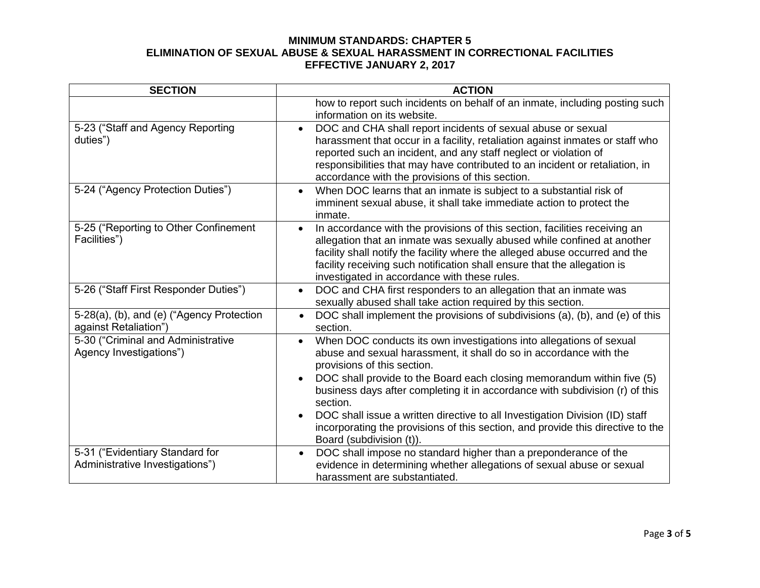# MINIMUM STANDARDS: CHAPTER 5
## ELIMINATION OF SEXUAL ABUSE & SEXUAL HARASSMENT IN CORRECTIONAL FACILITIES
## EFFECTIVE JANUARY 2, 2017

| SECTION | ACTION |
| --- | --- |
| | how to report such incidents on behalf of an inmate, including posting such information on its website. |
| 5-23 ("Staff and Agency Reporting duties") | • DOC and CHA shall report incidents of sexual abuse or sexual harassment that occur in a facility, retaliation against inmates or staff who reported such an incident, and any staff neglect or violation of responsibilities that may have contributed to an incident or retaliation, in accordance with the provisions of this section. |
| 5-24 ("Agency Protection Duties") | • When DOC learns that an inmate is subject to a substantial risk of imminent sexual abuse, it shall take immediate action to protect the inmate. |
| 5-25 ("Reporting to Other Confinement Facilities") | • In accordance with the provisions of this section, facilities receiving an allegation that an inmate was sexually abused while confined at another facility shall notify the facility where the alleged abuse occurred and the facility receiving such notification shall ensure that the allegation is investigated in accordance with these rules. |
| 5-26 ("Staff First Responder Duties") | • DOC and CHA first responders to an allegation that an inmate was sexually abused shall take action required by this section. |
| 5-28(a), (b), and (e) ("Agency Protection against Retaliation") | • DOC shall implement the provisions of subdivisions (a), (b), and (e) of this section. |
| 5-30 ("Criminal and Administrative Agency Investigations") | • When DOC conducts its own investigations into allegations of sexual abuse and sexual harassment, it shall do so in accordance with the provisions of this section.<br>• DOC shall provide to the Board each closing memorandum within five (5) business days after completing it in accordance with subdivision (r) of this section.<br>• DOC shall issue a written directive to all Investigation Division (ID) staff incorporating the provisions of this section, and provide this directive to the Board (subdivision (t)). |
| 5-31 ("Evidentiary Standard for Administrative Investigations") | • DOC shall impose no standard higher than a preponderance of the evidence in determining whether allegations of sexual abuse or sexual harassment are substantiated. |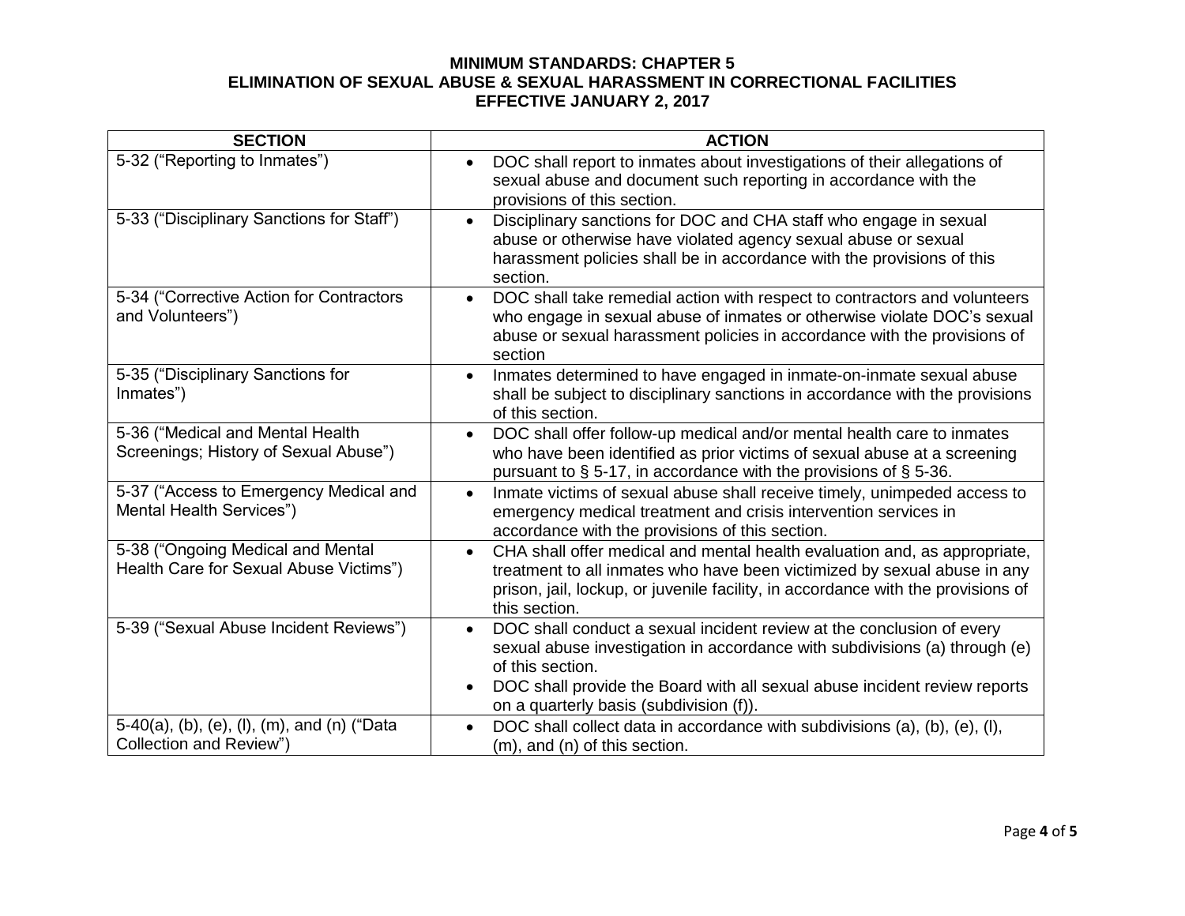**MINIMUM STANDARDS: CHAPTER 5**
**ELIMINATION OF SEXUAL ABUSE & SEXUAL HARASSMENT IN CORRECTIONAL FACILITIES**
**EFFECTIVE JANUARY 2, 2017**

| SECTION | ACTION |
|---|---|
| 5-32 ("Reporting to Inmates") | • DOC shall report to inmates about investigations of their allegations of sexual abuse and document such reporting in accordance with the provisions of this section. |
| 5-33 ("Disciplinary Sanctions for Staff") | • Disciplinary sanctions for DOC and CHA staff who engage in sexual abuse or otherwise have violated agency sexual abuse or sexual harassment policies shall be in accordance with the provisions of this section. |
| 5-34 ("Corrective Action for Contractors and Volunteers") | • DOC shall take remedial action with respect to contractors and volunteers who engage in sexual abuse of inmates or otherwise violate DOC's sexual abuse or sexual harassment policies in accordance with the provisions of section |
| 5-35 ("Disciplinary Sanctions for Inmates") | • Inmates determined to have engaged in inmate-on-inmate sexual abuse shall be subject to disciplinary sanctions in accordance with the provisions of this section. |
| 5-36 ("Medical and Mental Health Screenings; History of Sexual Abuse") | • DOC shall offer follow-up medical and/or mental health care to inmates who have been identified as prior victims of sexual abuse at a screening pursuant to § 5-17, in accordance with the provisions of § 5-36. |
| 5-37 ("Access to Emergency Medical and Mental Health Services") | • Inmate victims of sexual abuse shall receive timely, unimpeded access to emergency medical treatment and crisis intervention services in accordance with the provisions of this section. |
| 5-38 ("Ongoing Medical and Mental Health Care for Sexual Abuse Victims") | • CHA shall offer medical and mental health evaluation and, as appropriate, treatment to all inmates who have been victimized by sexual abuse in any prison, jail, lockup, or juvenile facility, in accordance with the provisions of this section. |
| 5-39 ("Sexual Abuse Incident Reviews") | • DOC shall conduct a sexual incident review at the conclusion of every sexual abuse investigation in accordance with subdivisions (a) through (e) of this section.<br>• DOC shall provide the Board with all sexual abuse incident review reports on a quarterly basis (subdivision (f)). |
| 5-40(a), (b), (e), (l), (m), and (n) ("Data Collection and Review") | • DOC shall collect data in accordance with subdivisions (a), (b), (e), (l), (m), and (n) of this section. |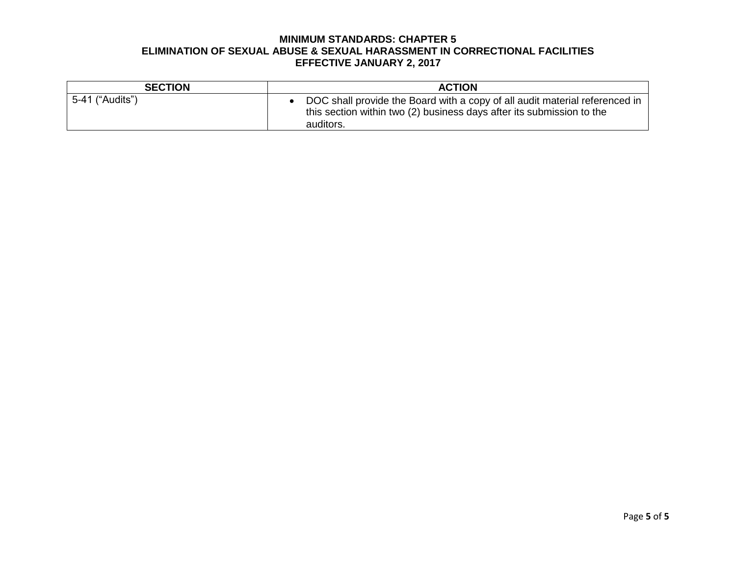**MINIMUM STANDARDS: CHAPTER 5**
**ELIMINATION OF SEXUAL ABUSE & SEXUAL HARASSMENT IN CORRECTIONAL FACILITIES**
**EFFECTIVE JANUARY 2, 2017**

| SECTION | ACTION |
|---|---|
| 5-41 ("Audits") | • DOC shall provide the Board with a copy of all audit material referenced in this section within two (2) business days after its submission to the auditors. |